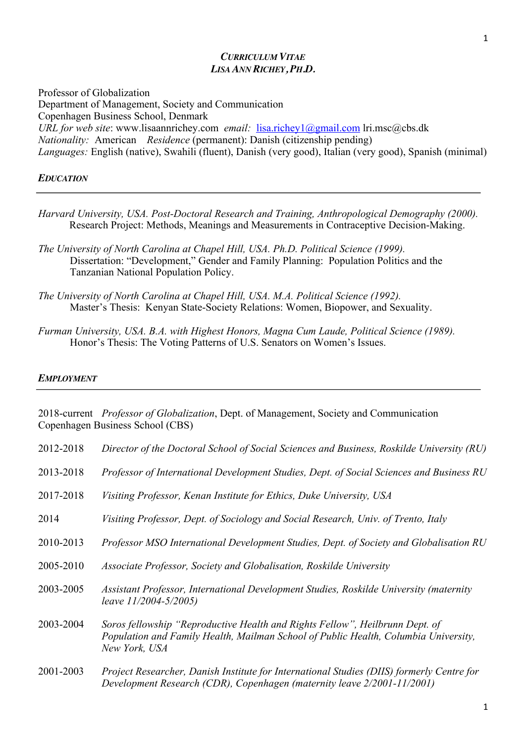# *CURRICULUM VITAE*
# *LISA ANN RICHEY, PH.D.*

Professor of Globalization
Department of Management, Society and Communication
Copenhagen Business School, Denmark
*URL for web site*: www.lisaannrichey.com *email:* lisa.richey1@gmail.com lri.msc@cbs.dk
*Nationality:* American *Residence* (permanent): Danish (citizenship pending)
*Languages:* English (native), Swahili (fluent), Danish (very good), Italian (very good), Spanish (minimal)

## *EDUCATION*

*Harvard University, USA. Post-Doctoral Research and Training, Anthropological Demography (2000).*
Research Project: Methods, Meanings and Measurements in Contraceptive Decision-Making.

*The University of North Carolina at Chapel Hill, USA. Ph.D. Political Science (1999).*
Dissertation: "Development," Gender and Family Planning: Population Politics and the Tanzanian National Population Policy.

*The University of North Carolina at Chapel Hill, USA. M.A. Political Science (1992).*
Master's Thesis: Kenyan State-Society Relations: Women, Biopower, and Sexuality.

*Furman University, USA. B.A. with Highest Honors, Magna Cum Laude, Political Science (1989).*
Honor's Thesis: The Voting Patterns of U.S. Senators on Women's Issues.

## *EMPLOYMENT*

2018-current *Professor of Globalization*, Dept. of Management, Society and Communication Copenhagen Business School (CBS)

2012-2018 *Director of the Doctoral School of Social Sciences and Business, Roskilde University (RU)*

2013-2018 *Professor of International Development Studies, Dept. of Social Sciences and Business RU*

2017-2018 *Visiting Professor, Kenan Institute for Ethics, Duke University, USA*

2014 *Visiting Professor, Dept. of Sociology and Social Research, Univ. of Trento, Italy*

2010-2013 *Professor MSO International Development Studies, Dept. of Society and Globalisation RU*

2005-2010 *Associate Professor, Society and Globalisation, Roskilde University*

2003-2005 *Assistant Professor, International Development Studies, Roskilde University (maternity leave 11/2004-5/2005)*

2003-2004 *Soros fellowship "Reproductive Health and Rights Fellow", Heilbrunn Dept. of Population and Family Health, Mailman School of Public Health, Columbia University, New York, USA*

2001-2003 *Project Researcher, Danish Institute for International Studies (DIIS) formerly Centre for Development Research (CDR), Copenhagen (maternity leave 2/2001-11/2001)*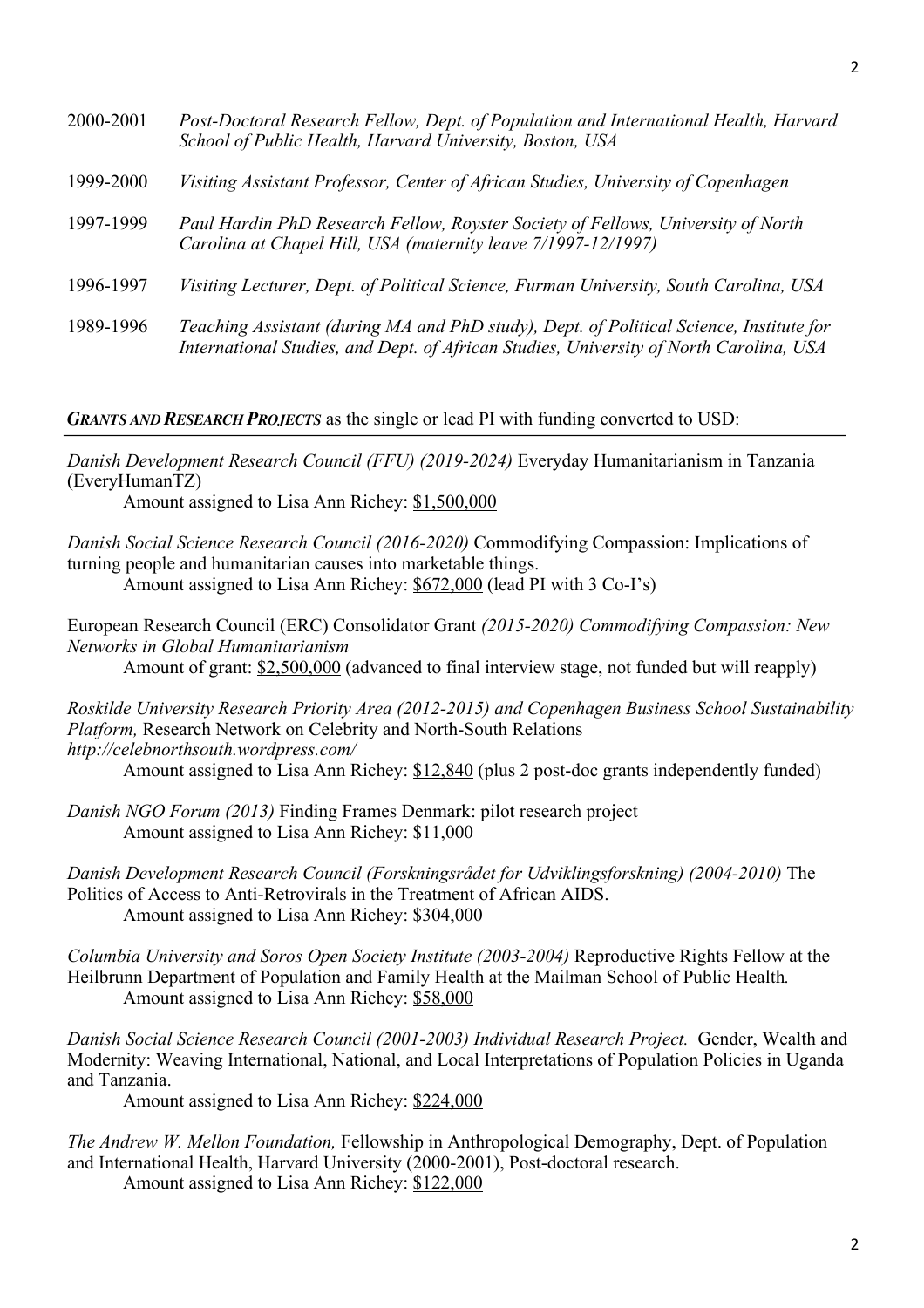2000-2001 *Post-Doctoral Research Fellow, Dept. of Population and International Health, Harvard School of Public Health, Harvard University, Boston, USA*

1999-2000 *Visiting Assistant Professor, Center of African Studies, University of Copenhagen*

1997-1999 *Paul Hardin PhD Research Fellow, Royster Society of Fellows, University of North Carolina at Chapel Hill, USA (maternity leave 7/1997-12/1997)*

1996-1997 *Visiting Lecturer, Dept. of Political Science, Furman University, South Carolina, USA*

1989-1996 *Teaching Assistant (during MA and PhD study), Dept. of Political Science, Institute for International Studies, and Dept. of African Studies, University of North Carolina, USA*

***GRANTS AND RESEARCH PROJECTS*** as the single or lead PI with funding converted to USD:

*Danish Development Research Council (FFU) (2019-2024)* Everyday Humanitarianism in Tanzania (EveryHumanTZ)
Amount assigned to Lisa Ann Richey: $1,500,000

*Danish Social Science Research Council (2016-2020)* Commodifying Compassion: Implications of turning people and humanitarian causes into marketable things.
Amount assigned to Lisa Ann Richey: $672,000 (lead PI with 3 Co-I's)

European Research Council (ERC) Consolidator Grant *(2015-2020) Commodifying Compassion: New Networks in Global Humanitarianism*
Amount of grant: $2,500,000 (advanced to final interview stage, not funded but will reapply)

*Roskilde University Research Priority Area (2012-2015) and Copenhagen Business School Sustainability Platform,* Research Network on Celebrity and North-South Relations *http://celebnorthsouth.wordpress.com/*
Amount assigned to Lisa Ann Richey: $12,840 (plus 2 post-doc grants independently funded)

*Danish NGO Forum (2013)* Finding Frames Denmark: pilot research project
Amount assigned to Lisa Ann Richey: $11,000

*Danish Development Research Council (Forskningsrådet for Udviklingsforskning) (2004-2010)* The Politics of Access to Anti-Retrovirals in the Treatment of African AIDS.
Amount assigned to Lisa Ann Richey: $304,000

*Columbia University and Soros Open Society Institute (2003-2004)* Reproductive Rights Fellow at the Heilbrunn Department of Population and Family Health at the Mailman School of Public Health*.*
Amount assigned to Lisa Ann Richey: $58,000

*Danish Social Science Research Council (2001-2003) Individual Research Project.* Gender, Wealth and Modernity: Weaving International, National, and Local Interpretations of Population Policies in Uganda and Tanzania.
Amount assigned to Lisa Ann Richey: $224,000

*The Andrew W. Mellon Foundation,* Fellowship in Anthropological Demography, Dept. of Population and International Health, Harvard University (2000-2001), Post-doctoral research.
Amount assigned to Lisa Ann Richey: $122,000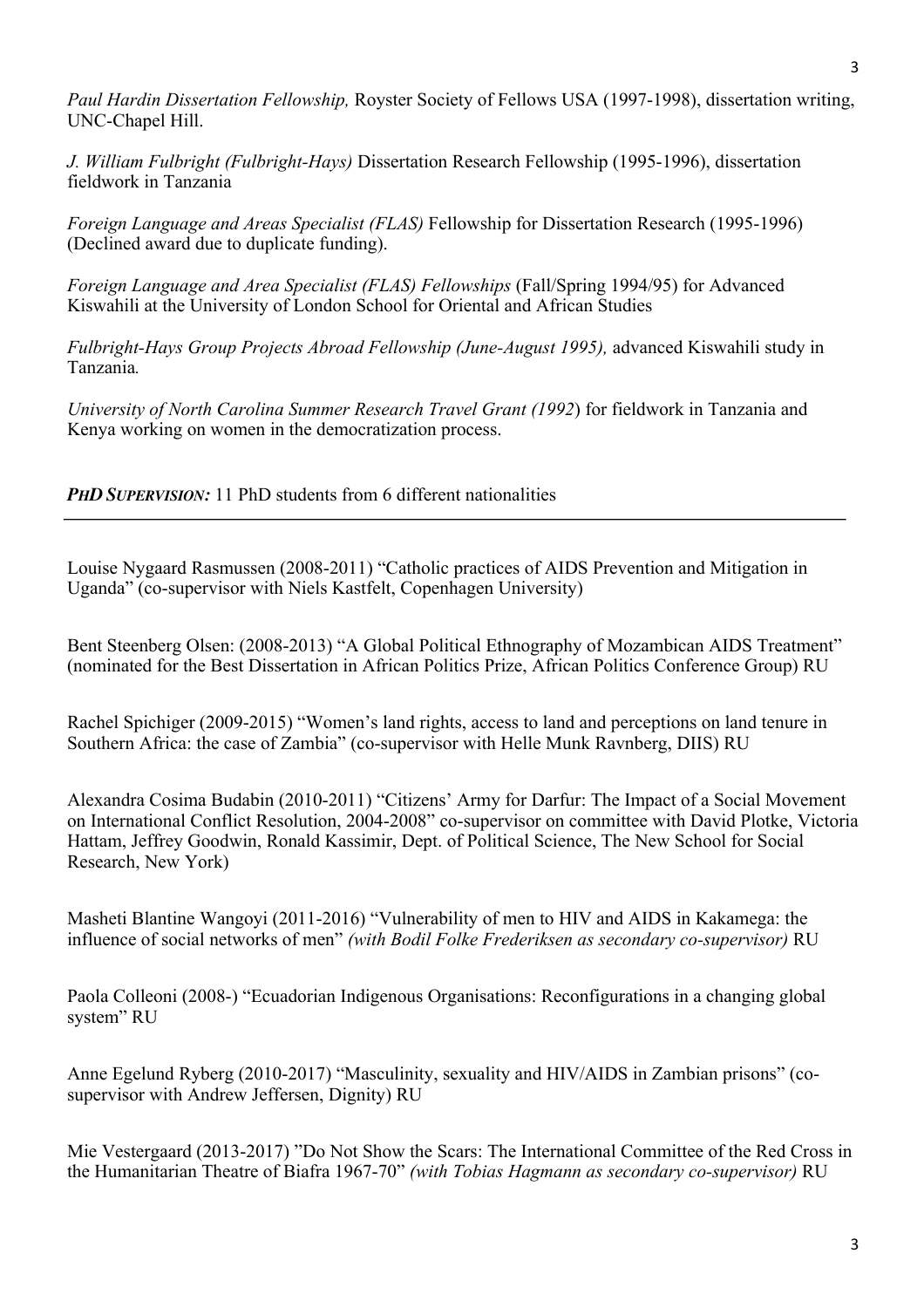*Paul Hardin Dissertation Fellowship,* Royster Society of Fellows USA (1997-1998), dissertation writing, UNC-Chapel Hill.

*J. William Fulbright (Fulbright-Hays)* Dissertation Research Fellowship (1995-1996), dissertation fieldwork in Tanzania

*Foreign Language and Areas Specialist (FLAS)* Fellowship for Dissertation Research (1995-1996) (Declined award due to duplicate funding).

*Foreign Language and Area Specialist (FLAS) Fellowships* (Fall/Spring 1994/95) for Advanced Kiswahili at the University of London School for Oriental and African Studies

*Fulbright-Hays Group Projects Abroad Fellowship (June-August 1995),* advanced Kiswahili study in Tanzania.

*University of North Carolina Summer Research Travel Grant (1992*) for fieldwork in Tanzania and Kenya working on women in the democratization process.

***PHD SUPERVISION:*** 11 PhD students from 6 different nationalities

---

Louise Nygaard Rasmussen (2008-2011) "Catholic practices of AIDS Prevention and Mitigation in Uganda" (co-supervisor with Niels Kastfelt, Copenhagen University)

Bent Steenberg Olsen: (2008-2013) "A Global Political Ethnography of Mozambican AIDS Treatment" (nominated for the Best Dissertation in African Politics Prize, African Politics Conference Group) RU

Rachel Spichiger (2009-2015) "Women's land rights, access to land and perceptions on land tenure in Southern Africa: the case of Zambia" (co-supervisor with Helle Munk Ravnberg, DIIS) RU

Alexandra Cosima Budabin (2010-2011) "Citizens' Army for Darfur: The Impact of a Social Movement on International Conflict Resolution, 2004-2008" co-supervisor on committee with David Plotke, Victoria Hattam, Jeffrey Goodwin, Ronald Kassimir, Dept. of Political Science, The New School for Social Research, New York)

Masheti Blantine Wangoyi (2011-2016) "Vulnerability of men to HIV and AIDS in Kakamega: the influence of social networks of men" *(with Bodil Folke Frederiksen as secondary co-supervisor)* RU

Paola Colleoni (2008-) "Ecuadorian Indigenous Organisations: Reconfigurations in a changing global system" RU

Anne Egelund Ryberg (2010-2017) "Masculinity, sexuality and HIV/AIDS in Zambian prisons" (co-supervisor with Andrew Jeffersen, Dignity) RU

Mie Vestergaard (2013-2017) "Do Not Show the Scars: The International Committee of the Red Cross in the Humanitarian Theatre of Biafra 1967-70" *(with Tobias Hagmann as secondary co-supervisor)* RU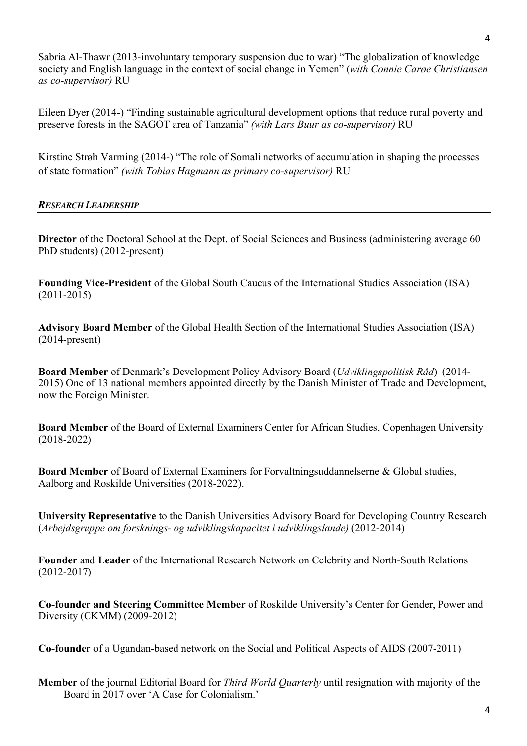Sabria Al-Thawr (2013-involuntary temporary suspension due to war) "The globalization of knowledge society and English language in the context of social change in Yemen" (*with Connie Carøe Christiansen as co-supervisor)* RU

Eileen Dyer (2014-) "Finding sustainable agricultural development options that reduce rural poverty and preserve forests in the SAGOT area of Tanzania" *(with Lars Buur as co-supervisor)* RU

Kirstine Strøh Varming (2014-) "The role of Somali networks of accumulation in shaping the processes of state formation" *(with Tobias Hagmann as primary co-supervisor)* RU

## ***RESEARCH LEADERSHIP***

**Director** of the Doctoral School at the Dept. of Social Sciences and Business (administering average 60 PhD students) (2012-present)

**Founding Vice-President** of the Global South Caucus of the International Studies Association (ISA) (2011-2015)

**Advisory Board Member** of the Global Health Section of the International Studies Association (ISA) (2014-present)

**Board Member** of Denmark's Development Policy Advisory Board (*Udviklingspolitisk Råd*) (2014-2015) One of 13 national members appointed directly by the Danish Minister of Trade and Development, now the Foreign Minister.

**Board Member** of the Board of External Examiners Center for African Studies, Copenhagen University (2018-2022)

**Board Member** of Board of External Examiners for Forvaltningsuddannelserne & Global studies, Aalborg and Roskilde Universities (2018-2022).

**University Representative** to the Danish Universities Advisory Board for Developing Country Research (*Arbejdsgruppe om forsknings- og udviklingskapacitet i udviklingslande)* (2012-2014)

**Founder** and **Leader** of the International Research Network on Celebrity and North-South Relations (2012-2017)

**Co-founder and Steering Committee Member** of Roskilde University's Center for Gender, Power and Diversity (CKMM) (2009-2012)

**Co-founder** of a Ugandan-based network on the Social and Political Aspects of AIDS (2007-2011)

**Member** of the journal Editorial Board for *Third World Quarterly* until resignation with majority of the Board in 2017 over 'A Case for Colonialism.'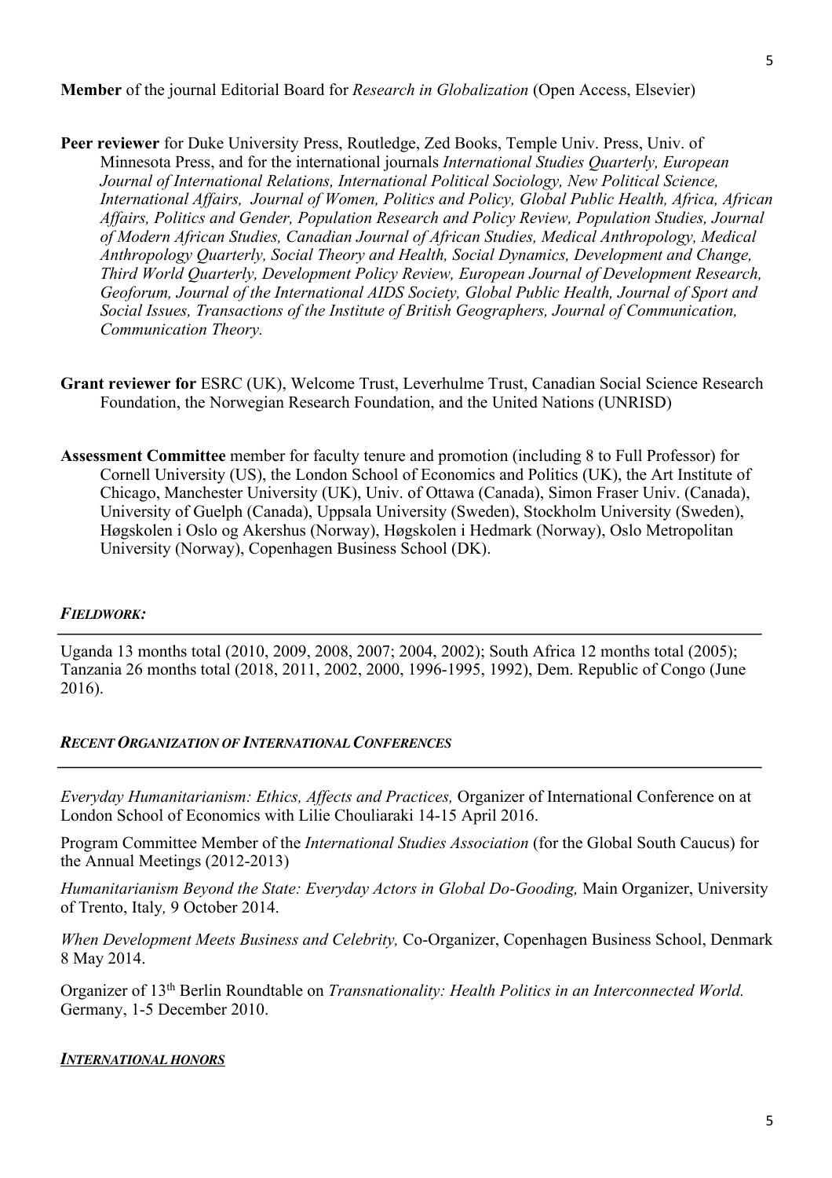**Member** of the journal Editorial Board for *Research in Globalization* (Open Access, Elsevier)

**Peer reviewer** for Duke University Press, Routledge, Zed Books, Temple Univ. Press, Univ. of Minnesota Press, and for the international journals *International Studies Quarterly, European Journal of International Relations, International Political Sociology, New Political Science, International Affairs, Journal of Women, Politics and Policy, Global Public Health, Africa, African Affairs, Politics and Gender, Population Research and Policy Review, Population Studies, Journal of Modern African Studies, Canadian Journal of African Studies, Medical Anthropology, Medical Anthropology Quarterly, Social Theory and Health, Social Dynamics, Development and Change, Third World Quarterly, Development Policy Review, European Journal of Development Research, Geoforum, Journal of the International AIDS Society, Global Public Health, Journal of Sport and Social Issues, Transactions of the Institute of British Geographers, Journal of Communication, Communication Theory.*

**Grant reviewer for** ESRC (UK), Welcome Trust, Leverhulme Trust, Canadian Social Science Research Foundation, the Norwegian Research Foundation, and the United Nations (UNRISD)

**Assessment Committee** member for faculty tenure and promotion (including 8 to Full Professor) for Cornell University (US), the London School of Economics and Politics (UK), the Art Institute of Chicago, Manchester University (UK), Univ. of Ottawa (Canada), Simon Fraser Univ. (Canada), University of Guelph (Canada), Uppsala University (Sweden), Stockholm University (Sweden), Høgskolen i Oslo og Akershus (Norway), Høgskolen i Hedmark (Norway), Oslo Metropolitan University (Norway), Copenhagen Business School (DK).

## *FIELDWORK:*

Uganda 13 months total (2010, 2009, 2008, 2007; 2004, 2002); South Africa 12 months total (2005); Tanzania 26 months total (2018, 2011, 2002, 2000, 1996-1995, 1992), Dem. Republic of Congo (June 2016).

## *RECENT ORGANIZATION OF INTERNATIONAL CONFERENCES*

*Everyday Humanitarianism: Ethics, Affects and Practices,* Organizer of International Conference on at London School of Economics with Lilie Chouliaraki 14-15 April 2016.

Program Committee Member of the *International Studies Association* (for the Global South Caucus) for the Annual Meetings (2012-2013)

*Humanitarianism Beyond the State: Everyday Actors in Global Do-Gooding,* Main Organizer, University of Trento, Italy*,* 9 October 2014.

*When Development Meets Business and Celebrity,* Co-Organizer, Copenhagen Business School, Denmark 8 May 2014.

Organizer of 13th Berlin Roundtable on *Transnationality: Health Politics in an Interconnected World.* Germany, 1-5 December 2010.

## ***INTERNATIONAL HONORS***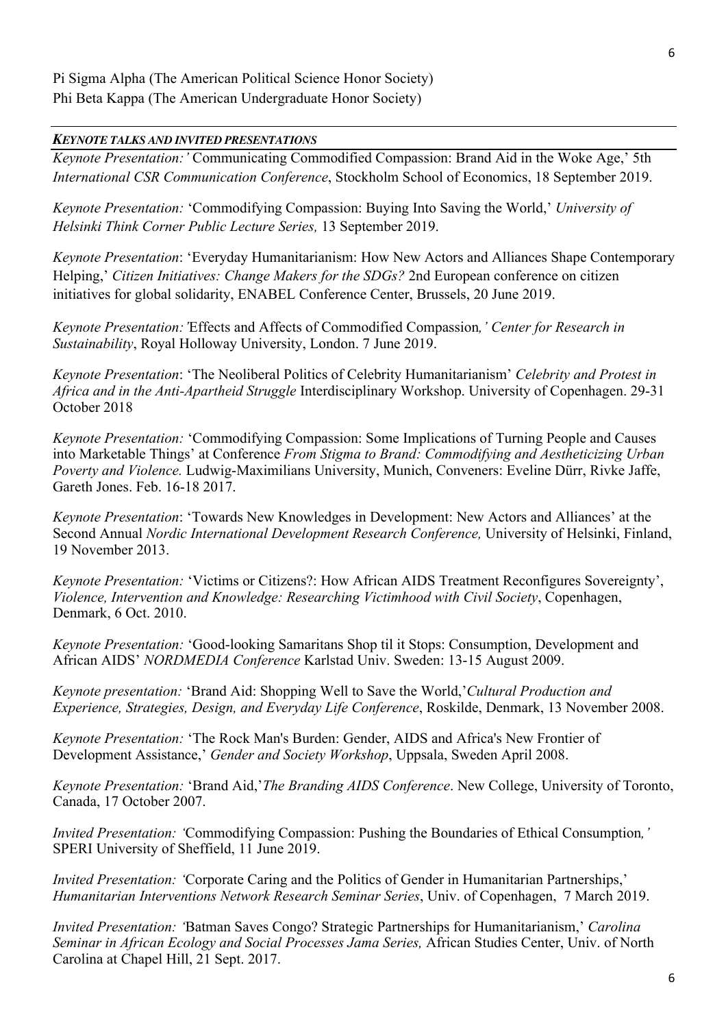Pi Sigma Alpha (The American Political Science Honor Society)
Phi Beta Kappa (The American Undergraduate Honor Society)

***KEYNOTE TALKS AND INVITED PRESENTATIONS***

*Keynote Presentation:'* Communicating Commodified Compassion: Brand Aid in the Woke Age,' 5th *International CSR Communication Conference*, Stockholm School of Economics, 18 September 2019.

*Keynote Presentation:* 'Commodifying Compassion: Buying Into Saving the World,' *University of Helsinki Think Corner Public Lecture Series,* 13 September 2019.

*Keynote Presentation*: 'Everyday Humanitarianism: How New Actors and Alliances Shape Contemporary Helping,' *Citizen Initiatives: Change Makers for the SDGs?* 2nd European conference on citizen initiatives for global solidarity, ENABEL Conference Center, Brussels, 20 June 2019.

*Keynote Presentation:'*Effects and Affects of Commodified Compassion*,' Center for Research in Sustainability*, Royal Holloway University, London. 7 June 2019.

*Keynote Presentation*: 'The Neoliberal Politics of Celebrity Humanitarianism' *Celebrity and Protest in Africa and in the Anti-Apartheid Struggle* Interdisciplinary Workshop. University of Copenhagen. 29-31 October 2018

*Keynote Presentation:* 'Commodifying Compassion: Some Implications of Turning People and Causes into Marketable Things' at Conference *From Stigma to Brand: Commodifying and Aestheticizing Urban Poverty and Violence.* Ludwig-Maximilians University, Munich, Conveners: Eveline Dürr, Rivke Jaffe, Gareth Jones. Feb. 16-18 2017.

*Keynote Presentation*: 'Towards New Knowledges in Development: New Actors and Alliances' at the Second Annual *Nordic International Development Research Conference,* University of Helsinki, Finland, 19 November 2013.

*Keynote Presentation:* 'Victims or Citizens?: How African AIDS Treatment Reconfigures Sovereignty', *Violence, Intervention and Knowledge: Researching Victimhood with Civil Society*, Copenhagen, Denmark, 6 Oct. 2010.

*Keynote Presentation:* 'Good-looking Samaritans Shop til it Stops: Consumption, Development and African AIDS' *NORDMEDIA Conference* Karlstad Univ. Sweden: 13-15 August 2009.

*Keynote presentation:* 'Brand Aid: Shopping Well to Save the World,'*Cultural Production and Experience, Strategies, Design, and Everyday Life Conference*, Roskilde, Denmark, 13 November 2008.

*Keynote Presentation:* 'The Rock Man's Burden: Gender, AIDS and Africa's New Frontier of Development Assistance,' *Gender and Society Workshop*, Uppsala, Sweden April 2008.

*Keynote Presentation:* 'Brand Aid,'*The Branding AIDS Conference*. New College, University of Toronto, Canada, 17 October 2007.

*Invited Presentation: '*Commodifying Compassion: Pushing the Boundaries of Ethical Consumption*,'* SPERI University of Sheffield, 11 June 2019.

*Invited Presentation: '*Corporate Caring and the Politics of Gender in Humanitarian Partnerships,' *Humanitarian Interventions Network Research Seminar Series*, Univ. of Copenhagen, 7 March 2019.

*Invited Presentation: '*Batman Saves Congo? Strategic Partnerships for Humanitarianism,' *Carolina Seminar in African Ecology and Social Processes Jama Series,* African Studies Center, Univ. of North Carolina at Chapel Hill, 21 Sept. 2017.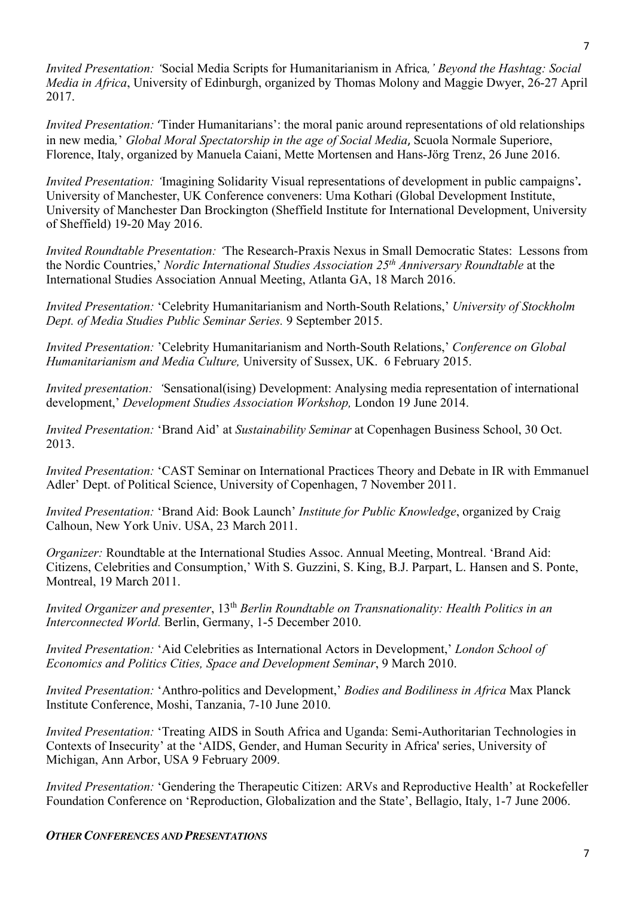*Invited Presentation: '*Social Media Scripts for Humanitarianism in Africa*,' Beyond the Hashtag: Social Media in Africa*, University of Edinburgh, organized by Thomas Molony and Maggie Dwyer, 26-27 April 2017.

*Invited Presentation: '*Tinder Humanitarians': the moral panic around representations of old relationships in new media*,' Global Moral Spectatorship in the age of Social Media*, Scuola Normale Superiore, Florence, Italy, organized by Manuela Caiani, Mette Mortensen and Hans-Jörg Trenz, 26 June 2016.

*Invited Presentation: '*Imagining Solidarity Visual representations of development in public campaigns'**.** University of Manchester, UK Conference conveners: Uma Kothari (Global Development Institute, University of Manchester Dan Brockington (Sheffield Institute for International Development, University of Sheffield) 19-20 May 2016.

*Invited Roundtable Presentation: '*The Research-Praxis Nexus in Small Democratic States: Lessons from the Nordic Countries,' *Nordic International Studies Association 25th Anniversary Roundtable* at the International Studies Association Annual Meeting, Atlanta GA, 18 March 2016.

*Invited Presentation:* 'Celebrity Humanitarianism and North-South Relations,' *University of Stockholm Dept. of Media Studies Public Seminar Series.* 9 September 2015.

*Invited Presentation:* 'Celebrity Humanitarianism and North-South Relations,' *Conference on Global Humanitarianism and Media Culture,* University of Sussex, UK. 6 February 2015.

*Invited presentation: '*Sensational(ising) Development: Analysing media representation of international development,' *Development Studies Association Workshop,* London 19 June 2014.

*Invited Presentation:* 'Brand Aid' at *Sustainability Seminar* at Copenhagen Business School, 30 Oct. 2013.

*Invited Presentation:* 'CAST Seminar on International Practices Theory and Debate in IR with Emmanuel Adler' Dept. of Political Science, University of Copenhagen, 7 November 2011.

*Invited Presentation:* 'Brand Aid: Book Launch' *Institute for Public Knowledge*, organized by Craig Calhoun, New York Univ. USA, 23 March 2011.

*Organizer:* Roundtable at the International Studies Assoc. Annual Meeting, Montreal. 'Brand Aid: Citizens, Celebrities and Consumption,' With S. Guzzini, S. King, B.J. Parpart, L. Hansen and S. Ponte, Montreal, 19 March 2011.

*Invited Organizer and presenter*, 13th *Berlin Roundtable on Transnationality: Health Politics in an Interconnected World.* Berlin, Germany, 1-5 December 2010.

*Invited Presentation:* 'Aid Celebrities as International Actors in Development,' *London School of Economics and Politics Cities, Space and Development Seminar*, 9 March 2010.

*Invited Presentation:* 'Anthro-politics and Development,' *Bodies and Bodiliness in Africa* Max Planck Institute Conference, Moshi, Tanzania, 7-10 June 2010.

*Invited Presentation:* 'Treating AIDS in South Africa and Uganda: Semi-Authoritarian Technologies in Contexts of Insecurity' at the 'AIDS, Gender, and Human Security in Africa' series, University of Michigan, Ann Arbor, USA 9 February 2009.

*Invited Presentation:* 'Gendering the Therapeutic Citizen: ARVs and Reproductive Health' at Rockefeller Foundation Conference on 'Reproduction, Globalization and the State', Bellagio, Italy, 1-7 June 2006.

***OTHER CONFERENCES AND PRESENTATIONS***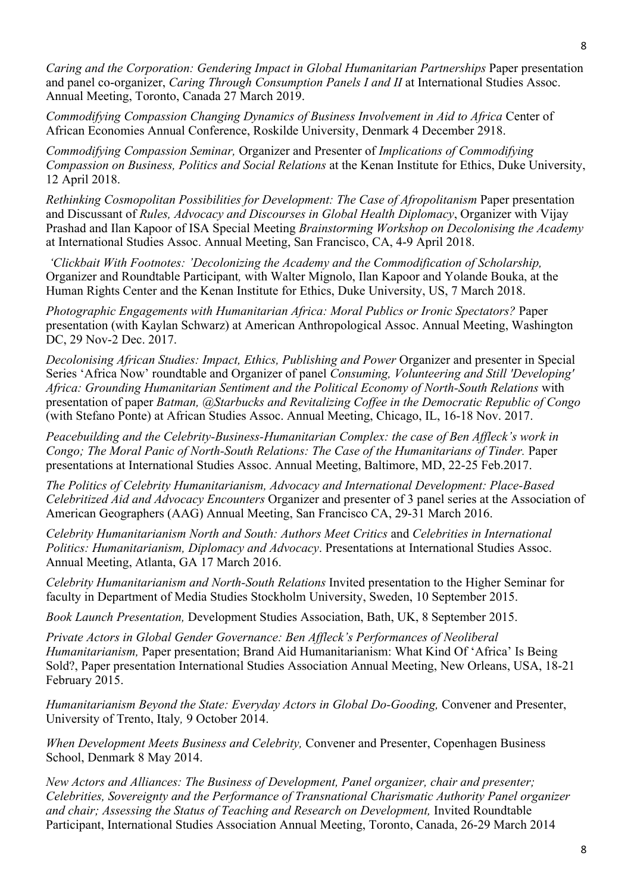*Caring and the Corporation: Gendering Impact in Global Humanitarian Partnerships* Paper presentation and panel co-organizer, *Caring Through Consumption Panels I and II* at International Studies Assoc. Annual Meeting, Toronto, Canada 27 March 2019.

*Commodifying Compassion Changing Dynamics of Business Involvement in Aid to Africa* Center of African Economies Annual Conference, Roskilde University, Denmark 4 December 2918.

*Commodifying Compassion Seminar,* Organizer and Presenter of *Implications of Commodifying Compassion on Business, Politics and Social Relations* at the Kenan Institute for Ethics, Duke University, 12 April 2018.

*Rethinking Cosmopolitan Possibilities for Development: The Case of Afropolitanism* Paper presentation and Discussant of *Rules, Advocacy and Discourses in Global Health Diplomacy*, Organizer with Vijay Prashad and Ilan Kapoor of ISA Special Meeting *Brainstorming Workshop on Decolonising the Academy* at International Studies Assoc. Annual Meeting, San Francisco, CA, 4-9 April 2018.

*'Clickbait With Footnotes: 'Decolonizing the Academy and the Commodification of Scholarship,* Organizer and Roundtable Participant*,* with Walter Mignolo, Ilan Kapoor and Yolande Bouka, at the Human Rights Center and the Kenan Institute for Ethics, Duke University, US, 7 March 2018.

*Photographic Engagements with Humanitarian Africa: Moral Publics or Ironic Spectators?* Paper presentation (with Kaylan Schwarz) at American Anthropological Assoc. Annual Meeting, Washington DC, 29 Nov-2 Dec. 2017.

*Decolonising African Studies: Impact, Ethics, Publishing and Power* Organizer and presenter in Special Series 'Africa Now' roundtable and Organizer of panel *Consuming, Volunteering and Still 'Developing' Africa: Grounding Humanitarian Sentiment and the Political Economy of North-South Relations* with presentation of paper *Batman, @Starbucks and Revitalizing Coffee in the Democratic Republic of Congo* (with Stefano Ponte) at African Studies Assoc. Annual Meeting, Chicago, IL, 16-18 Nov. 2017.

*Peacebuilding and the Celebrity-Business-Humanitarian Complex: the case of Ben Affleck's work in Congo; The Moral Panic of North-South Relations: The Case of the Humanitarians of Tinder.* Paper presentations at International Studies Assoc. Annual Meeting, Baltimore, MD, 22-25 Feb.2017.

*The Politics of Celebrity Humanitarianism, Advocacy and International Development: Place-Based Celebritized Aid and Advocacy Encounters* Organizer and presenter of 3 panel series at the Association of American Geographers (AAG) Annual Meeting, San Francisco CA, 29-31 March 2016.

*Celebrity Humanitarianism North and South: Authors Meet Critics* and *Celebrities in International Politics: Humanitarianism, Diplomacy and Advocacy*. Presentations at International Studies Assoc. Annual Meeting, Atlanta, GA 17 March 2016.

*Celebrity Humanitarianism and North-South Relations* Invited presentation to the Higher Seminar for faculty in Department of Media Studies Stockholm University, Sweden, 10 September 2015.

*Book Launch Presentation,* Development Studies Association, Bath, UK, 8 September 2015.

*Private Actors in Global Gender Governance: Ben Affleck's Performances of Neoliberal Humanitarianism,* Paper presentation; Brand Aid Humanitarianism: What Kind Of 'Africa' Is Being Sold?, Paper presentation International Studies Association Annual Meeting, New Orleans, USA, 18-21 February 2015.

*Humanitarianism Beyond the State: Everyday Actors in Global Do-Gooding,* Convener and Presenter, University of Trento, Italy*,* 9 October 2014.

*When Development Meets Business and Celebrity,* Convener and Presenter, Copenhagen Business School, Denmark 8 May 2014.

*New Actors and Alliances: The Business of Development, Panel organizer, chair and presenter; Celebrities, Sovereignty and the Performance of Transnational Charismatic Authority Panel organizer and chair; Assessing the Status of Teaching and Research on Development,* Invited Roundtable Participant, International Studies Association Annual Meeting, Toronto, Canada, 26-29 March 2014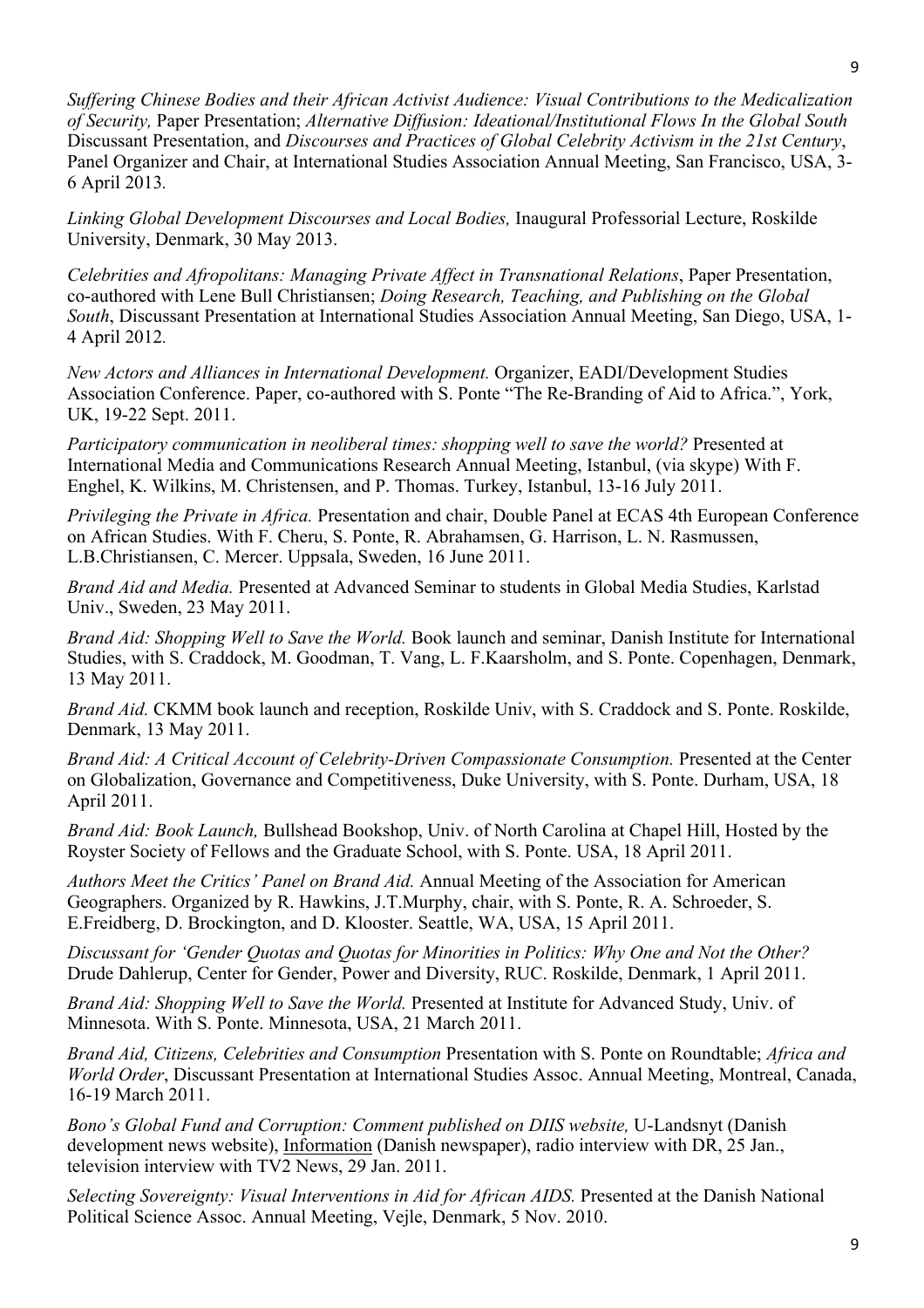*Suffering Chinese Bodies and their African Activist Audience: Visual Contributions to the Medicalization of Security,* Paper Presentation; *Alternative Diffusion: Ideational/Institutional Flows In the Global South* Discussant Presentation, and *Discourses and Practices of Global Celebrity Activism in the 21st Century*, Panel Organizer and Chair, at International Studies Association Annual Meeting, San Francisco, USA, 3-6 April 2013.

*Linking Global Development Discourses and Local Bodies,* Inaugural Professorial Lecture, Roskilde University, Denmark, 30 May 2013.

*Celebrities and Afropolitans: Managing Private Affect in Transnational Relations*, Paper Presentation, co-authored with Lene Bull Christiansen; *Doing Research, Teaching, and Publishing on the Global South*, Discussant Presentation at International Studies Association Annual Meeting, San Diego, USA, 1-4 April 2012.

*New Actors and Alliances in International Development.* Organizer, EADI/Development Studies Association Conference. Paper, co-authored with S. Ponte "The Re-Branding of Aid to Africa.", York, UK, 19-22 Sept. 2011.

*Participatory communication in neoliberal times: shopping well to save the world?* Presented at International Media and Communications Research Annual Meeting, Istanbul, (via skype) With F. Enghel, K. Wilkins, M. Christensen, and P. Thomas. Turkey, Istanbul, 13-16 July 2011.

*Privileging the Private in Africa.* Presentation and chair, Double Panel at ECAS 4th European Conference on African Studies. With F. Cheru, S. Ponte, R. Abrahamsen, G. Harrison, L. N. Rasmussen, L.B.Christiansen, C. Mercer. Uppsala, Sweden, 16 June 2011.

*Brand Aid and Media.* Presented at Advanced Seminar to students in Global Media Studies, Karlstad Univ., Sweden, 23 May 2011.

*Brand Aid: Shopping Well to Save the World.* Book launch and seminar, Danish Institute for International Studies, with S. Craddock, M. Goodman, T. Vang, L. F.Kaarsholm, and S. Ponte. Copenhagen, Denmark, 13 May 2011.

*Brand Aid.* CKMM book launch and reception, Roskilde Univ, with S. Craddock and S. Ponte. Roskilde, Denmark, 13 May 2011.

*Brand Aid: A Critical Account of Celebrity-Driven Compassionate Consumption.* Presented at the Center on Globalization, Governance and Competitiveness, Duke University, with S. Ponte. Durham, USA, 18 April 2011.

*Brand Aid: Book Launch,* Bullshead Bookshop, Univ. of North Carolina at Chapel Hill, Hosted by the Royster Society of Fellows and the Graduate School, with S. Ponte. USA, 18 April 2011.

*Authors Meet the Critics' Panel on Brand Aid.* Annual Meeting of the Association for American Geographers. Organized by R. Hawkins, J.T.Murphy, chair, with S. Ponte, R. A. Schroeder, S. E.Freidberg, D. Brockington, and D. Klooster. Seattle, WA, USA, 15 April 2011.

*Discussant for 'Gender Quotas and Quotas for Minorities in Politics: Why One and Not the Other?* Drude Dahlerup, Center for Gender, Power and Diversity, RUC. Roskilde, Denmark, 1 April 2011.

*Brand Aid: Shopping Well to Save the World.* Presented at Institute for Advanced Study, Univ. of Minnesota. With S. Ponte. Minnesota, USA, 21 March 2011.

*Brand Aid, Citizens, Celebrities and Consumption* Presentation with S. Ponte on Roundtable; *Africa and World Order*, Discussant Presentation at International Studies Assoc. Annual Meeting, Montreal, Canada, 16-19 March 2011.

*Bono's Global Fund and Corruption: Comment published on DIIS website,* U-Landsnyt (Danish development news website), Information (Danish newspaper), radio interview with DR, 25 Jan., television interview with TV2 News, 29 Jan. 2011.

*Selecting Sovereignty: Visual Interventions in Aid for African AIDS.* Presented at the Danish National Political Science Assoc. Annual Meeting, Vejle, Denmark, 5 Nov. 2010.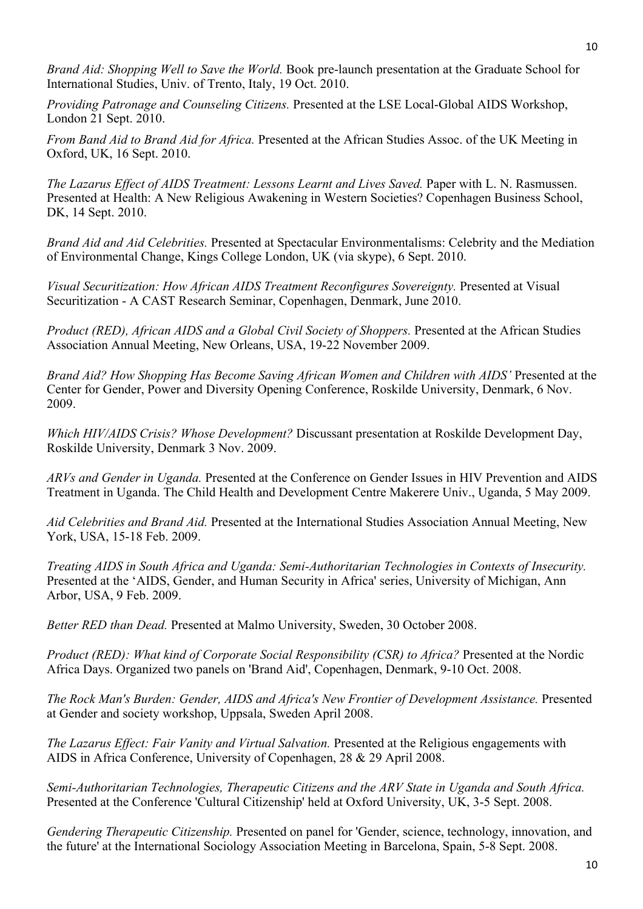*Brand Aid: Shopping Well to Save the World.* Book pre-launch presentation at the Graduate School for International Studies, Univ. of Trento, Italy, 19 Oct. 2010.

*Providing Patronage and Counseling Citizens.* Presented at the LSE Local-Global AIDS Workshop, London 21 Sept. 2010.

*From Band Aid to Brand Aid for Africa.* Presented at the African Studies Assoc. of the UK Meeting in Oxford, UK, 16 Sept. 2010.

*The Lazarus Effect of AIDS Treatment: Lessons Learnt and Lives Saved.* Paper with L. N. Rasmussen. Presented at Health: A New Religious Awakening in Western Societies? Copenhagen Business School, DK, 14 Sept. 2010.

*Brand Aid and Aid Celebrities.* Presented at Spectacular Environmentalisms: Celebrity and the Mediation of Environmental Change, Kings College London, UK (via skype), 6 Sept. 2010.

*Visual Securitization: How African AIDS Treatment Reconfigures Sovereignty.* Presented at Visual Securitization - A CAST Research Seminar, Copenhagen, Denmark, June 2010.

*Product (RED), African AIDS and a Global Civil Society of Shoppers.* Presented at the African Studies Association Annual Meeting, New Orleans, USA, 19-22 November 2009.

*Brand Aid? How Shopping Has Become Saving African Women and Children with AIDS'* Presented at the Center for Gender, Power and Diversity Opening Conference, Roskilde University, Denmark, 6 Nov. 2009.

*Which HIV/AIDS Crisis? Whose Development?* Discussant presentation at Roskilde Development Day, Roskilde University, Denmark 3 Nov. 2009.

*ARVs and Gender in Uganda.* Presented at the Conference on Gender Issues in HIV Prevention and AIDS Treatment in Uganda. The Child Health and Development Centre Makerere Univ., Uganda, 5 May 2009.

*Aid Celebrities and Brand Aid.* Presented at the International Studies Association Annual Meeting, New York, USA, 15-18 Feb. 2009.

*Treating AIDS in South Africa and Uganda: Semi-Authoritarian Technologies in Contexts of Insecurity.* Presented at the 'AIDS, Gender, and Human Security in Africa' series, University of Michigan, Ann Arbor, USA, 9 Feb. 2009.

*Better RED than Dead.* Presented at Malmo University, Sweden, 30 October 2008.

*Product (RED): What kind of Corporate Social Responsibility (CSR) to Africa?* Presented at the Nordic Africa Days. Organized two panels on 'Brand Aid', Copenhagen, Denmark, 9-10 Oct. 2008.

*The Rock Man's Burden: Gender, AIDS and Africa's New Frontier of Development Assistance.* Presented at Gender and society workshop, Uppsala, Sweden April 2008.

*The Lazarus Effect: Fair Vanity and Virtual Salvation.* Presented at the Religious engagements with AIDS in Africa Conference, University of Copenhagen, 28 & 29 April 2008.

*Semi-Authoritarian Technologies, Therapeutic Citizens and the ARV State in Uganda and South Africa.* Presented at the Conference 'Cultural Citizenship' held at Oxford University, UK, 3-5 Sept. 2008.

*Gendering Therapeutic Citizenship.* Presented on panel for 'Gender, science, technology, innovation, and the future' at the International Sociology Association Meeting in Barcelona, Spain, 5-8 Sept. 2008.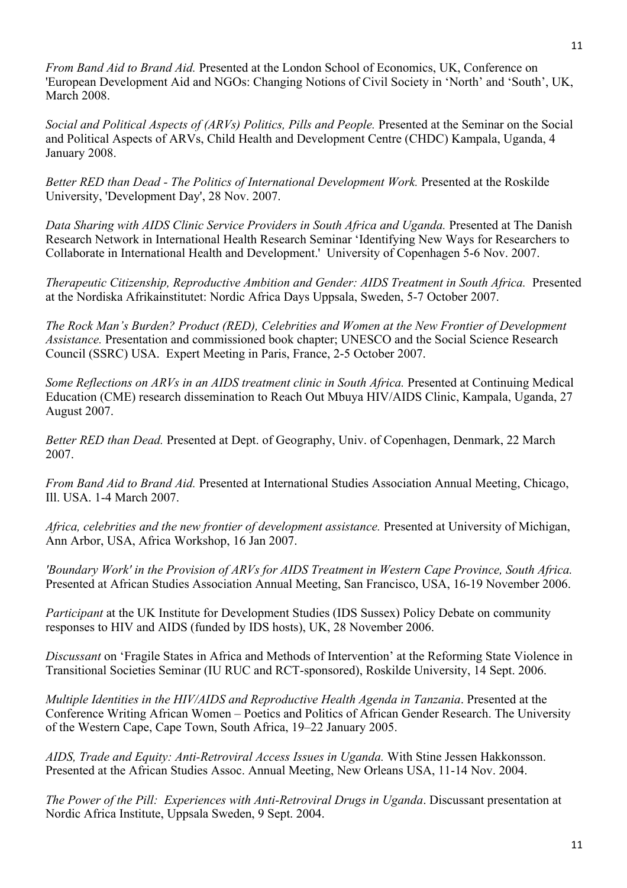*From Band Aid to Brand Aid.* Presented at the London School of Economics, UK, Conference on 'European Development Aid and NGOs: Changing Notions of Civil Society in 'North' and 'South', UK, March 2008.

*Social and Political Aspects of (ARVs) Politics, Pills and People.* Presented at the Seminar on the Social and Political Aspects of ARVs, Child Health and Development Centre (CHDC) Kampala, Uganda, 4 January 2008.

*Better RED than Dead - The Politics of International Development Work.* Presented at the Roskilde University, 'Development Day', 28 Nov. 2007.

*Data Sharing with AIDS Clinic Service Providers in South Africa and Uganda.* Presented at The Danish Research Network in International Health Research Seminar 'Identifying New Ways for Researchers to Collaborate in International Health and Development.' University of Copenhagen 5-6 Nov. 2007.

*Therapeutic Citizenship, Reproductive Ambition and Gender: AIDS Treatment in South Africa.* Presented at the Nordiska Afrikainstitutet: Nordic Africa Days Uppsala, Sweden, 5-7 October 2007.

*The Rock Man's Burden? Product (RED), Celebrities and Women at the New Frontier of Development Assistance.* Presentation and commissioned book chapter; UNESCO and the Social Science Research Council (SSRC) USA. Expert Meeting in Paris, France, 2-5 October 2007.

*Some Reflections on ARVs in an AIDS treatment clinic in South Africa.* Presented at Continuing Medical Education (CME) research dissemination to Reach Out Mbuya HIV/AIDS Clinic, Kampala, Uganda, 27 August 2007.

*Better RED than Dead.* Presented at Dept. of Geography, Univ. of Copenhagen, Denmark, 22 March 2007.

*From Band Aid to Brand Aid.* Presented at International Studies Association Annual Meeting, Chicago, Ill. USA. 1-4 March 2007.

*Africa, celebrities and the new frontier of development assistance.* Presented at University of Michigan, Ann Arbor, USA, Africa Workshop, 16 Jan 2007.

*'Boundary Work' in the Provision of ARVs for AIDS Treatment in Western Cape Province, South Africa.* Presented at African Studies Association Annual Meeting, San Francisco, USA, 16-19 November 2006.

*Participant* at the UK Institute for Development Studies (IDS Sussex) Policy Debate on community responses to HIV and AIDS (funded by IDS hosts), UK, 28 November 2006.

*Discussant* on 'Fragile States in Africa and Methods of Intervention' at the Reforming State Violence in Transitional Societies Seminar (IU RUC and RCT-sponsored), Roskilde University, 14 Sept. 2006.

*Multiple Identities in the HIV/AIDS and Reproductive Health Agenda in Tanzania*. Presented at the Conference Writing African Women – Poetics and Politics of African Gender Research. The University of the Western Cape, Cape Town, South Africa, 19–22 January 2005.

*AIDS, Trade and Equity: Anti-Retroviral Access Issues in Uganda.* With Stine Jessen Hakkonsson. Presented at the African Studies Assoc. Annual Meeting, New Orleans USA, 11-14 Nov. 2004.

*The Power of the Pill: Experiences with Anti-Retroviral Drugs in Uganda*. Discussant presentation at Nordic Africa Institute, Uppsala Sweden, 9 Sept. 2004.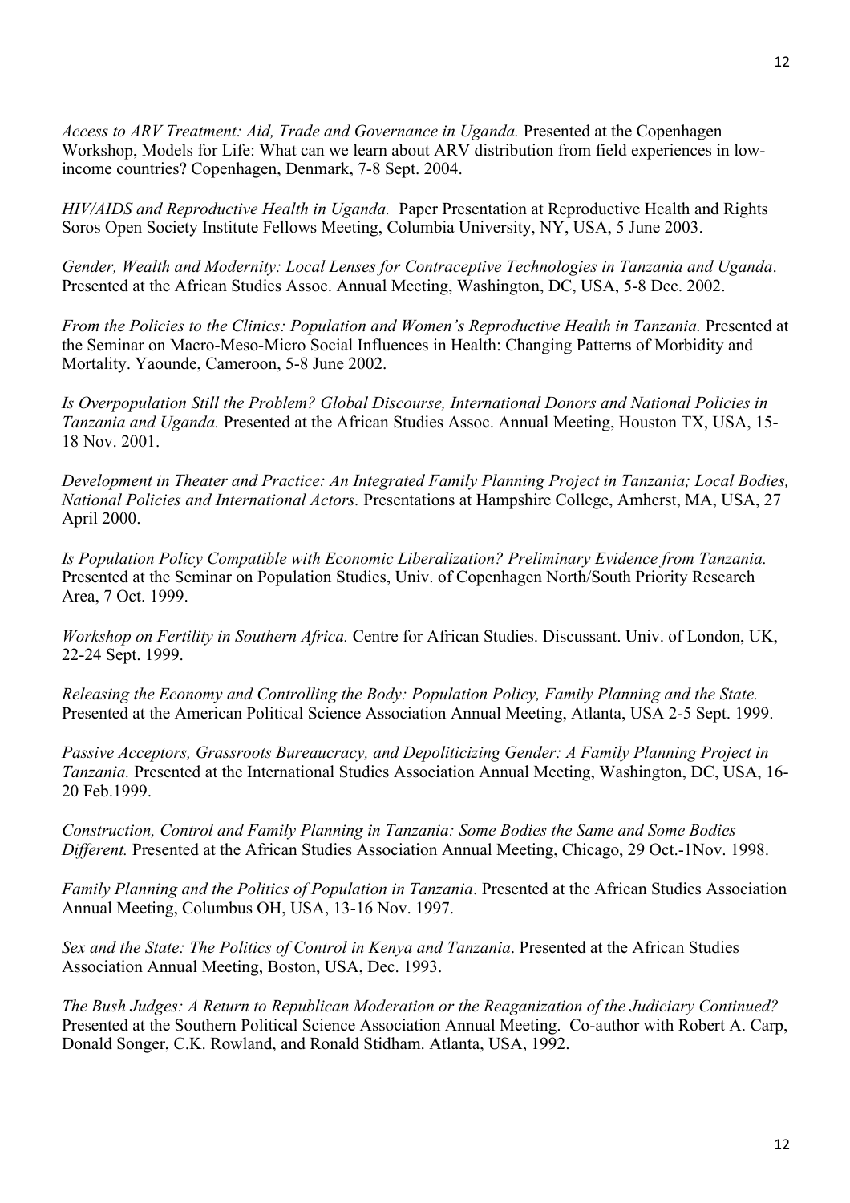*Access to ARV Treatment: Aid, Trade and Governance in Uganda.* Presented at the Copenhagen Workshop, Models for Life: What can we learn about ARV distribution from field experiences in low-income countries? Copenhagen, Denmark, 7-8 Sept. 2004.

*HIV/AIDS and Reproductive Health in Uganda.* Paper Presentation at Reproductive Health and Rights Soros Open Society Institute Fellows Meeting, Columbia University, NY, USA, 5 June 2003.

*Gender, Wealth and Modernity: Local Lenses for Contraceptive Technologies in Tanzania and Uganda*. Presented at the African Studies Assoc. Annual Meeting, Washington, DC, USA, 5-8 Dec. 2002.

*From the Policies to the Clinics: Population and Women's Reproductive Health in Tanzania.* Presented at the Seminar on Macro-Meso-Micro Social Influences in Health: Changing Patterns of Morbidity and Mortality. Yaounde, Cameroon, 5-8 June 2002.

*Is Overpopulation Still the Problem? Global Discourse, International Donors and National Policies in Tanzania and Uganda.* Presented at the African Studies Assoc. Annual Meeting, Houston TX, USA, 15-18 Nov. 2001.

*Development in Theater and Practice: An Integrated Family Planning Project in Tanzania; Local Bodies, National Policies and International Actors.* Presentations at Hampshire College, Amherst, MA, USA, 27 April 2000.

*Is Population Policy Compatible with Economic Liberalization? Preliminary Evidence from Tanzania.* Presented at the Seminar on Population Studies, Univ. of Copenhagen North/South Priority Research Area, 7 Oct. 1999.

*Workshop on Fertility in Southern Africa.* Centre for African Studies. Discussant. Univ. of London, UK, 22-24 Sept. 1999.

*Releasing the Economy and Controlling the Body: Population Policy, Family Planning and the State.* Presented at the American Political Science Association Annual Meeting, Atlanta, USA 2-5 Sept. 1999.

*Passive Acceptors, Grassroots Bureaucracy, and Depoliticizing Gender: A Family Planning Project in Tanzania.* Presented at the International Studies Association Annual Meeting, Washington, DC, USA, 16-20 Feb.1999.

*Construction, Control and Family Planning in Tanzania: Some Bodies the Same and Some Bodies Different.* Presented at the African Studies Association Annual Meeting, Chicago, 29 Oct.-1Nov. 1998.

*Family Planning and the Politics of Population in Tanzania*. Presented at the African Studies Association Annual Meeting, Columbus OH, USA, 13-16 Nov. 1997.

*Sex and the State: The Politics of Control in Kenya and Tanzania*. Presented at the African Studies Association Annual Meeting, Boston, USA, Dec. 1993.

*The Bush Judges: A Return to Republican Moderation or the Reaganization of the Judiciary Continued?* Presented at the Southern Political Science Association Annual Meeting. Co-author with Robert A. Carp, Donald Songer, C.K. Rowland, and Ronald Stidham. Atlanta, USA, 1992.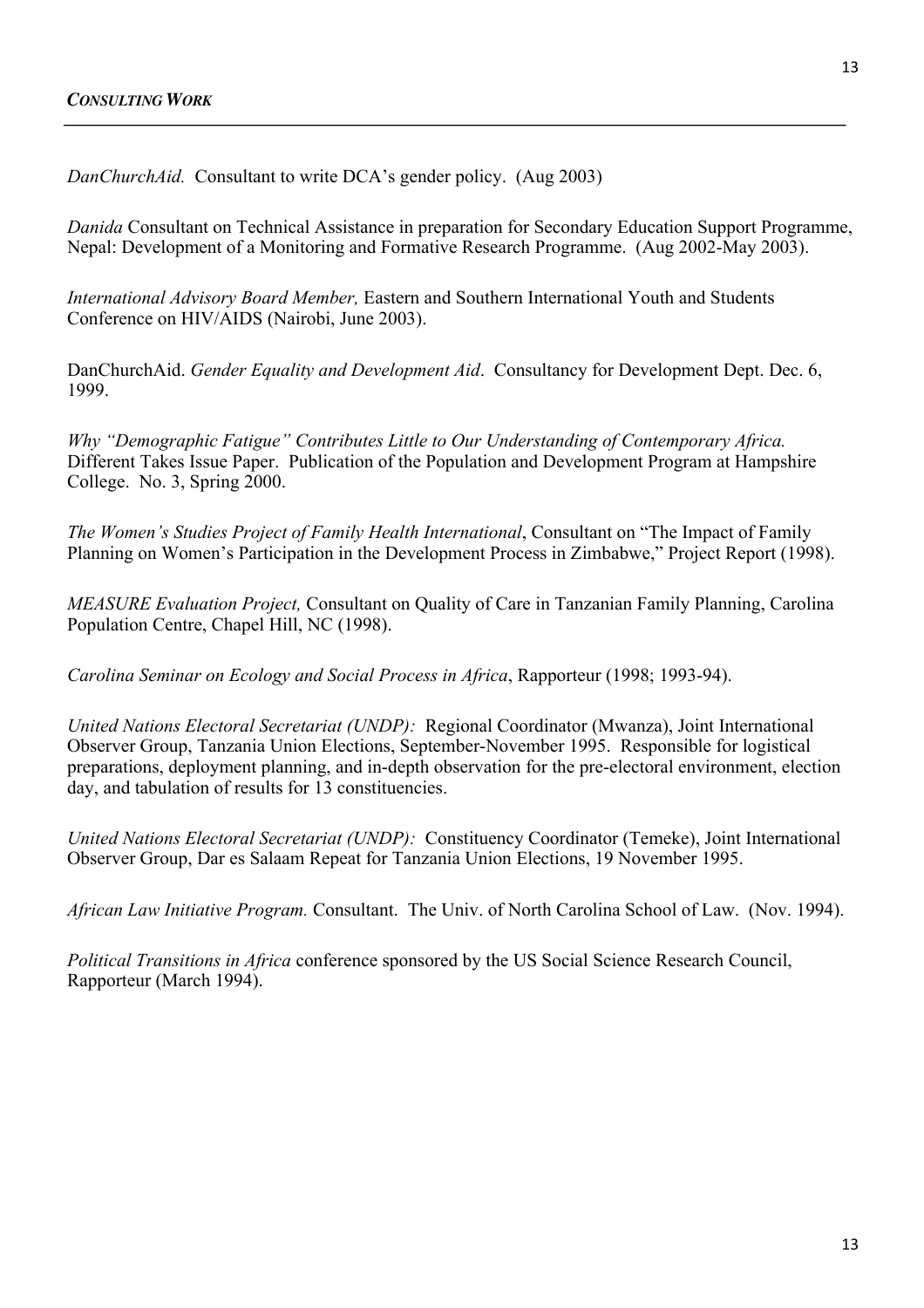## *CONSULTING WORK*

*DanChurchAid.* Consultant to write DCA's gender policy. (Aug 2003)

*Danida* Consultant on Technical Assistance in preparation for Secondary Education Support Programme, Nepal: Development of a Monitoring and Formative Research Programme. (Aug 2002-May 2003).

*International Advisory Board Member,* Eastern and Southern International Youth and Students Conference on HIV/AIDS (Nairobi, June 2003).

DanChurchAid. *Gender Equality and Development Aid*. Consultancy for Development Dept. Dec. 6, 1999.

*Why "Demographic Fatigue" Contributes Little to Our Understanding of Contemporary Africa.* Different Takes Issue Paper. Publication of the Population and Development Program at Hampshire College. No. 3, Spring 2000.

*The Women's Studies Project of Family Health International*, Consultant on "The Impact of Family Planning on Women's Participation in the Development Process in Zimbabwe," Project Report (1998).

*MEASURE Evaluation Project,* Consultant on Quality of Care in Tanzanian Family Planning, Carolina Population Centre, Chapel Hill, NC (1998).

*Carolina Seminar on Ecology and Social Process in Africa*, Rapporteur (1998; 1993-94).

*United Nations Electoral Secretariat (UNDP):* Regional Coordinator (Mwanza), Joint International Observer Group, Tanzania Union Elections, September-November 1995. Responsible for logistical preparations, deployment planning, and in-depth observation for the pre-electoral environment, election day, and tabulation of results for 13 constituencies.

*United Nations Electoral Secretariat (UNDP):* Constituency Coordinator (Temeke), Joint International Observer Group, Dar es Salaam Repeat for Tanzania Union Elections, 19 November 1995.

*African Law Initiative Program.* Consultant. The Univ. of North Carolina School of Law. (Nov. 1994).

*Political Transitions in Africa* conference sponsored by the US Social Science Research Council, Rapporteur (March 1994).